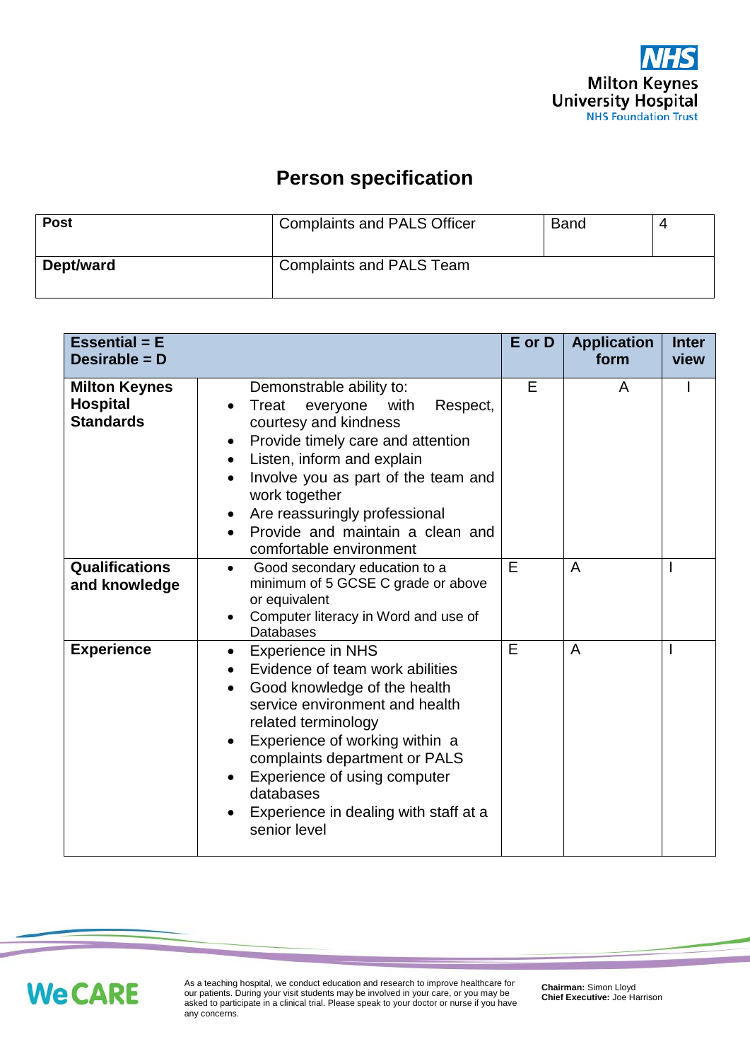# Person specification

| Post | Complaints and PALS Officer | Band | 4 |
|---|---|---|---|
| **Dept/ward** | Complaints and PALS Team | | |

| **Essential = E**<br>**Desirable = D** | | **E or D** | **Application form** | **Inter view** |
|---|---|---|---|---|
| **Milton Keynes Hospital Standards** | Demonstrable ability to:<br>• Treat everyone with Respect, courtesy and kindness<br>• Provide timely care and attention<br>• Listen, inform and explain<br>• Involve you as part of the team and work together<br>• Are reassuringly professional<br>• Provide and maintain a clean and comfortable environment | E | A | I |
| **Qualifications and knowledge** | • Good secondary education to a minimum of 5 GCSE C grade or above or equivalent<br>• Computer literacy in Word and use of Databases | E | A | I |
| **Experience** | • Experience in NHS<br>• Evidence of team work abilities<br>• Good knowledge of the health service environment and health related terminology<br>• Experience of working within a complaints department or PALS<br>• Experience of using computer databases<br>• Experience in dealing with staff at a senior level | E | A | I |

As a teaching hospital, we conduct education and research to improve healthcare for our patients. During your visit students may be involved in your care, or you may be asked to participate in a clinical trial. Please speak to your doctor or nurse if you have any concerns.

**Chairman:** Simon Lloyd
**Chief Executive:** Joe Harrison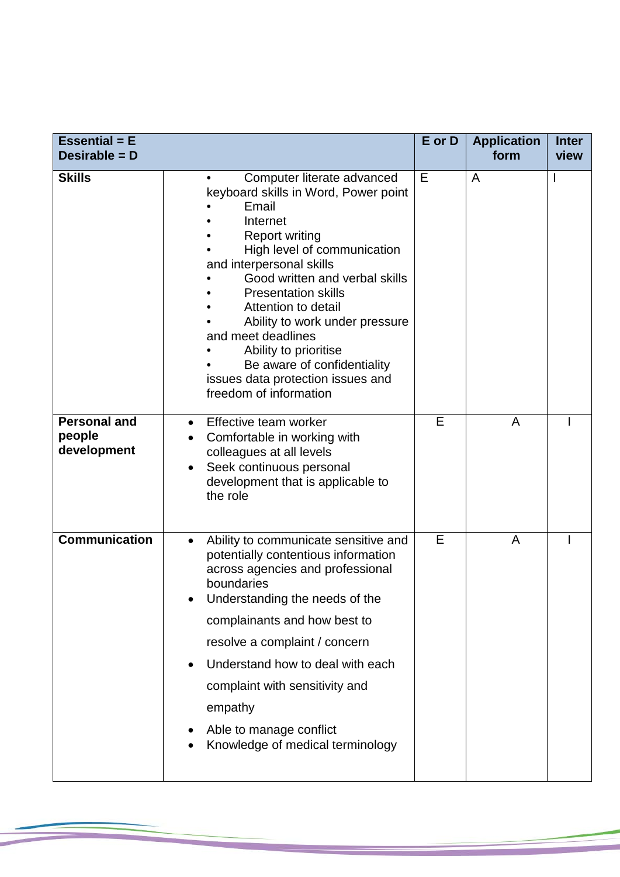| Essential = E<br>Desirable = D | | E or D | Application form | Inter view |
|---|---|---|---|---|
| **Skills** | • Computer literate advanced keyboard skills in Word, Power point<br>• Email<br>• Internet<br>• Report writing<br>• High level of communication and interpersonal skills<br>• Good written and verbal skills<br>• Presentation skills<br>• Attention to detail<br>• Ability to work under pressure and meet deadlines<br>• Ability to prioritise<br>• Be aware of confidentiality issues data protection issues and freedom of information | E | A | I |
| **Personal and people development** | • Effective team worker<br>• Comfortable in working with colleagues at all levels<br>• Seek continuous personal development that is applicable to the role | E | A | I |
| **Communication** | • Ability to communicate sensitive and potentially contentious information across agencies and professional boundaries<br>• Understanding the needs of the complainants and how best to resolve a complaint / concern<br>• Understand how to deal with each complaint with sensitivity and empathy<br>• Able to manage conflict<br>• Knowledge of medical terminology | E | A | I |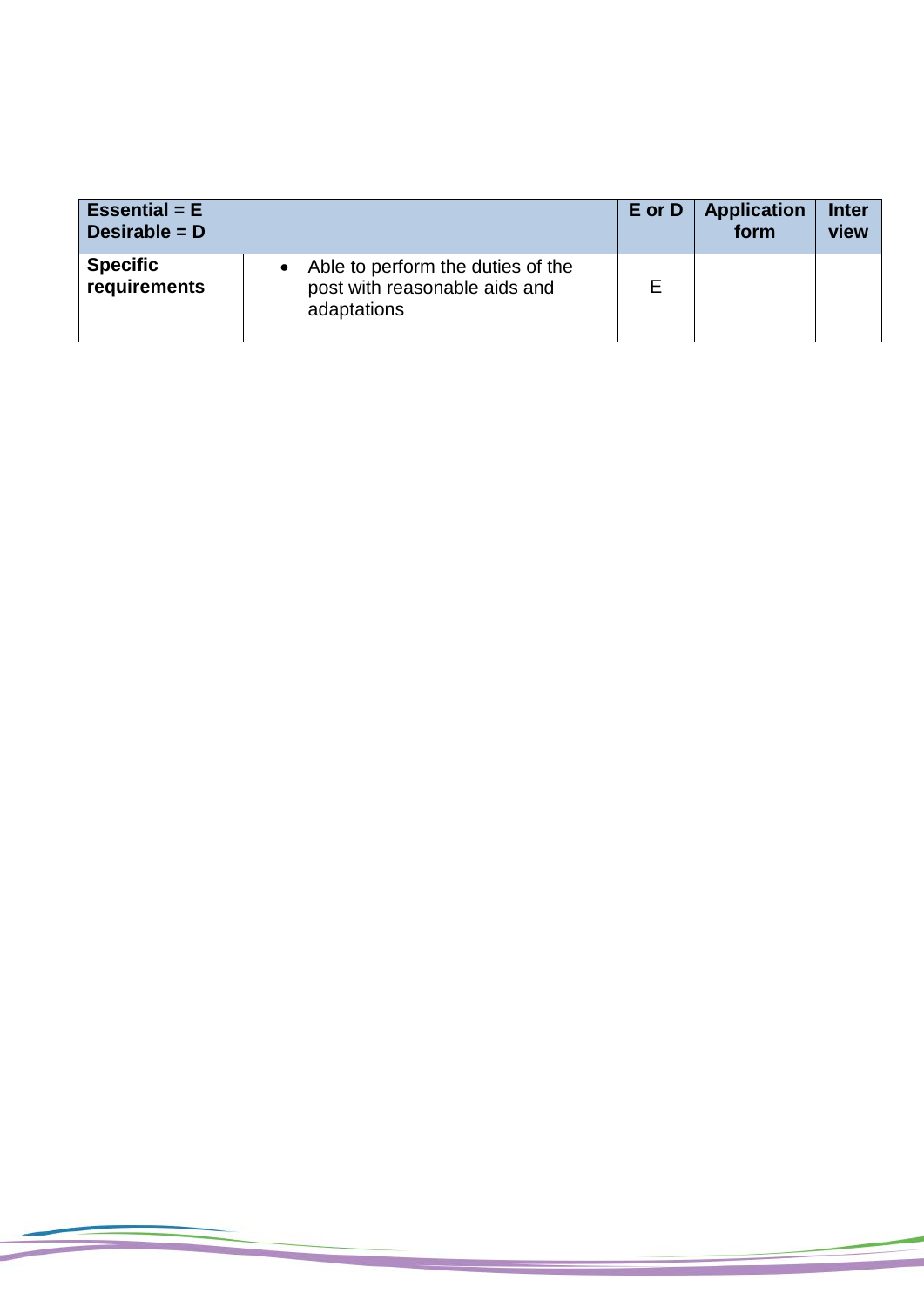| **Essential = E**<br>**Desirable = D** | | **E or D** | **Application form** | **Inter view** |
|---|---|---|---|---|
| **Specific requirements** | • Able to perform the duties of the post with reasonable aids and adaptations | E | | |